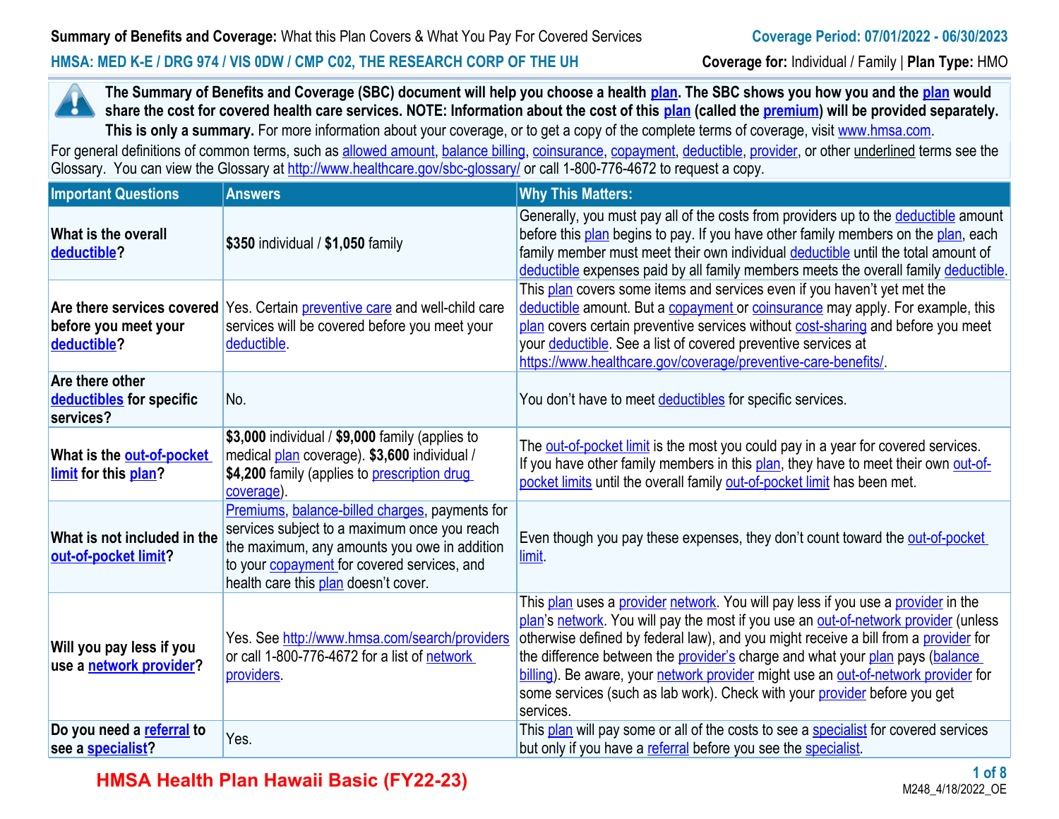**Summary of Benefits and Coverage:** What this Plan Covers & What You Pay For Covered Services

**Coverage Period: 07/01/2022 - 06/30/2023**

**HMSA: MED K-E / DRG 974 / VIS 0DW / CMP C02, THE RESEARCH CORP OF THE UH**

**Coverage for:** Individual / Family | **Plan Type:** HMO

**The Summary of Benefits and Coverage (SBC) document will help you choose a health plan. The SBC shows you how you and the plan would share the cost for covered health care services. NOTE: Information about the cost of this plan (called the premium) will be provided separately. This is only a summary.** For more information about your coverage, or to get a copy of the complete terms of coverage, visit www.hmsa.com.
For general definitions of common terms, such as allowed amount, balance billing, coinsurance, copayment, deductible, provider, or other underlined terms see the Glossary. You can view the Glossary at http://www.healthcare.gov/sbc-glossary/ or call 1-800-776-4672 to request a copy.

| Important Questions | Answers | Why This Matters: |
|---|---|---|
| **What is the overall deductible?** | **$350** individual / **$1,050** family | Generally, you must pay all of the costs from providers up to the deductible amount before this plan begins to pay. If you have other family members on the plan, each family member must meet their own individual deductible until the total amount of deductible expenses paid by all family members meets the overall family deductible. |
| **Are there services covered before you meet your deductible?** | Yes. Certain preventive care and well-child care services will be covered before you meet your deductible. | This plan covers some items and services even if you haven't yet met the deductible amount. But a copayment or coinsurance may apply. For example, this plan covers certain preventive services without cost-sharing and before you meet your deductible. See a list of covered preventive services at https://www.healthcare.gov/coverage/preventive-care-benefits/. |
| **Are there other deductibles for specific services?** | No. | You don't have to meet deductibles for specific services. |
| **What is the out-of-pocket limit for this plan?** | **$3,000** individual / **$9,000** family (applies to medical plan coverage). **$3,600** individual / **$4,200** family (applies to prescription drug coverage). | The out-of-pocket limit is the most you could pay in a year for covered services. If you have other family members in this plan, they have to meet their own out-of-pocket limits until the overall family out-of-pocket limit has been met. |
| **What is not included in the out-of-pocket limit?** | Premiums, balance-billed charges, payments for services subject to a maximum once you reach the maximum, any amounts you owe in addition to your copayment for covered services, and health care this plan doesn't cover. | Even though you pay these expenses, they don't count toward the out-of-pocket limit. |
| **Will you pay less if you use a network provider?** | Yes. See http://www.hmsa.com/search/providers or call 1-800-776-4672 for a list of network providers. | This plan uses a provider network. You will pay less if you use a provider in the plan's network. You will pay the most if you use an out-of-network provider (unless otherwise defined by federal law), and you might receive a bill from a provider for the difference between the provider's charge and what your plan pays (balance billing). Be aware, your network provider might use an out-of-network provider for some services (such as lab work). Check with your provider before you get services. |
| **Do you need a referral to see a specialist?** | Yes. | This plan will pay some or all of the costs to see a specialist for covered services but only if you have a referral before you see the specialist. |

HMSA Health Plan Hawaii Basic (FY22-23)

M248_4/18/2022_OE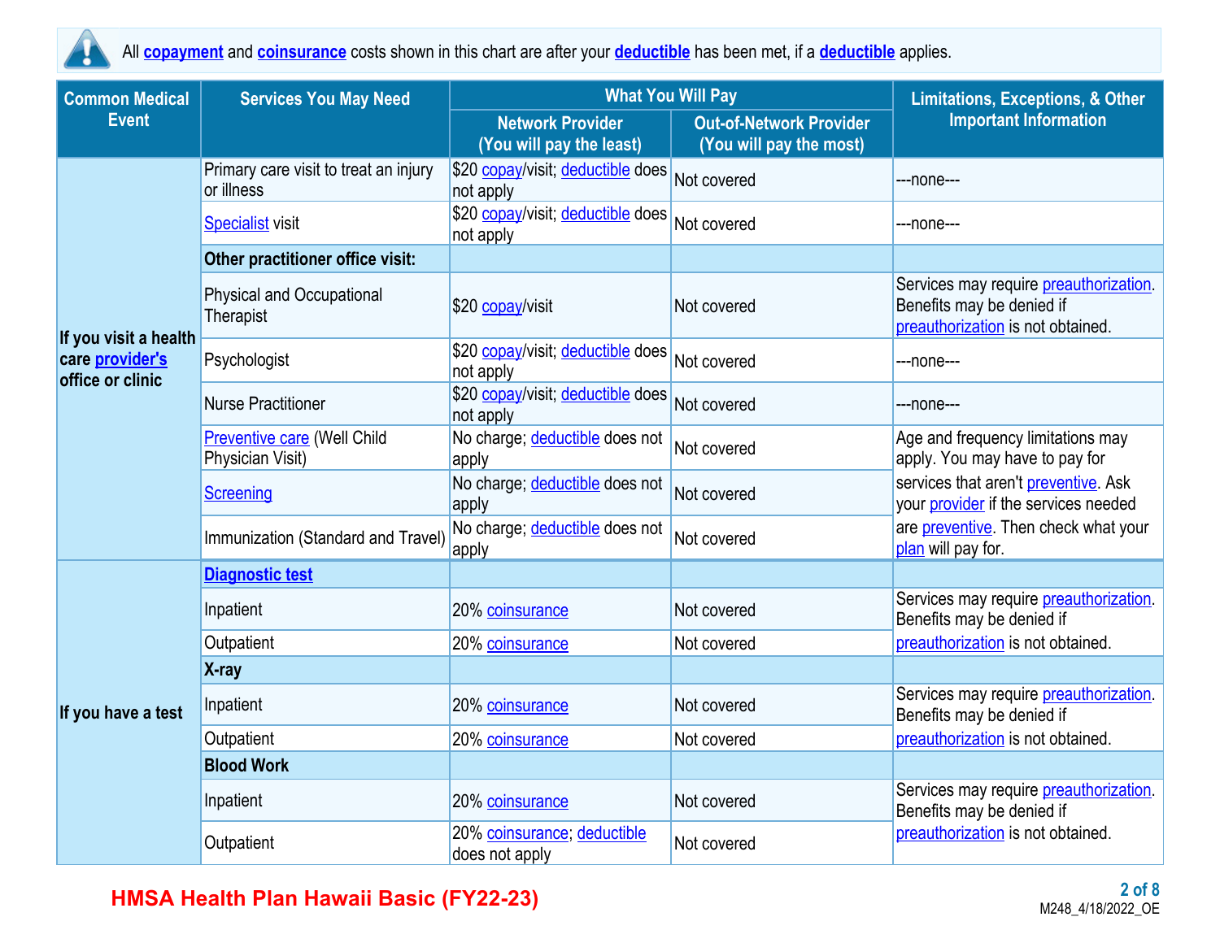All **copayment** and **coinsurance** costs shown in this chart are after your **deductible** has been met, if a **deductible** applies.

| Common Medical Event | Services You May Need | What You Will Pay | | Limitations, Exceptions, & Other Important Information |
|---|---|---|---|---|
| | | Network Provider (You will pay the least) | Out-of-Network Provider (You will pay the most) | |
| If you visit a health care provider's office or clinic | Primary care visit to treat an injury or illness | $20 copay/visit; deductible does not apply | Not covered | ---none--- |
| | Specialist visit | $20 copay/visit; deductible does not apply | Not covered | ---none--- |
| | **Other practitioner office visit:** | | | |
| | Physical and Occupational Therapist | $20 copay/visit | Not covered | Services may require preauthorization. Benefits may be denied if preauthorization is not obtained. |
| | Psychologist | $20 copay/visit; deductible does not apply | Not covered | ---none--- |
| | Nurse Practitioner | $20 copay/visit; deductible does not apply | Not covered | ---none--- |
| | Preventive care (Well Child Physician Visit) | No charge; deductible does not apply | Not covered | Age and frequency limitations may apply. You may have to pay for services that aren't preventive. Ask your provider if the services needed are preventive. Then check what your plan will pay for. |
| | Screening | No charge; deductible does not apply | Not covered | |
| | Immunization (Standard and Travel) | No charge; deductible does not apply | Not covered | |
| If you have a test | **Diagnostic test** | | | |
| | Inpatient | 20% coinsurance | Not covered | Services may require preauthorization. Benefits may be denied if preauthorization is not obtained. |
| | Outpatient | 20% coinsurance | Not covered | |
| | **X-ray** | | | |
| | Inpatient | 20% coinsurance | Not covered | Services may require preauthorization. Benefits may be denied if preauthorization is not obtained. |
| | Outpatient | 20% coinsurance | Not covered | |
| | **Blood Work** | | | |
| | Inpatient | 20% coinsurance | Not covered | Services may require preauthorization. Benefits may be denied if preauthorization is not obtained. |
| | Outpatient | 20% coinsurance; deductible does not apply | Not covered | |

HMSA Health Plan Hawaii Basic (FY22-23)

M248_4/18/2022_OE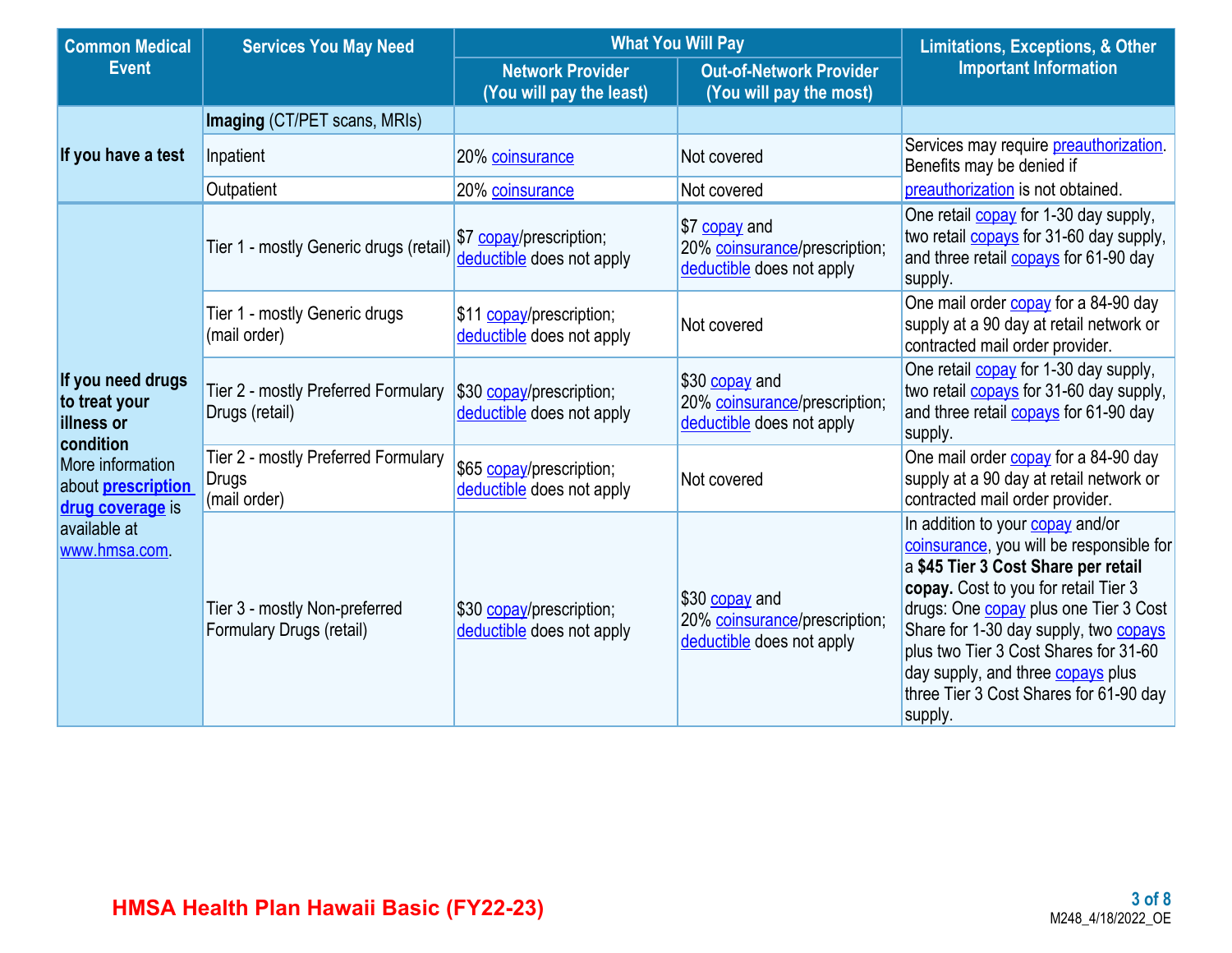| Common Medical Event | Services You May Need | What You Will Pay | | Limitations, Exceptions, & Other Important Information |
|---|---|---|---|---|
| | | Network Provider (You will pay the least) | Out-of-Network Provider (You will pay the most) | |
| If you have a test | **Imaging** (CT/PET scans, MRIs) | | | |
| | Inpatient | 20% coinsurance | Not covered | Services may require preauthorization. Benefits may be denied if preauthorization is not obtained. |
| | Outpatient | 20% coinsurance | Not covered | |
| **If you need drugs to treat your illness or condition** More information about **prescription drug coverage** is available at www.hmsa.com. | Tier 1 - mostly Generic drugs (retail) | $7 copay/prescription; deductible does not apply | $7 copay and 20% coinsurance/prescription; deductible does not apply | One retail copay for 1-30 day supply, two retail copays for 31-60 day supply, and three retail copays for 61-90 day supply. |
| | Tier 1 - mostly Generic drugs (mail order) | $11 copay/prescription; deductible does not apply | Not covered | One mail order copay for a 84-90 day supply at a 90 day at retail network or contracted mail order provider. |
| | Tier 2 - mostly Preferred Formulary Drugs (retail) | $30 copay/prescription; deductible does not apply | $30 copay and 20% coinsurance/prescription; deductible does not apply | One retail copay for 1-30 day supply, two retail copays for 31-60 day supply, and three retail copays for 61-90 day supply. |
| | Tier 2 - mostly Preferred Formulary Drugs (mail order) | $65 copay/prescription; deductible does not apply | Not covered | One mail order copay for a 84-90 day supply at a 90 day at retail network or contracted mail order provider. |
| | Tier 3 - mostly Non-preferred Formulary Drugs (retail) | $30 copay/prescription; deductible does not apply | $30 copay and 20% coinsurance/prescription; deductible does not apply | In addition to your copay and/or coinsurance, you will be responsible for a **$45 Tier 3 Cost Share per retail copay.** Cost to you for retail Tier 3 drugs: One copay plus one Tier 3 Cost Share for 1-30 day supply, two copays plus two Tier 3 Cost Shares for 31-60 day supply, and three copays plus three Tier 3 Cost Shares for 61-90 day supply. |

HMSA Health Plan Hawaii Basic (FY22-23)

M248_4/18/2022_OE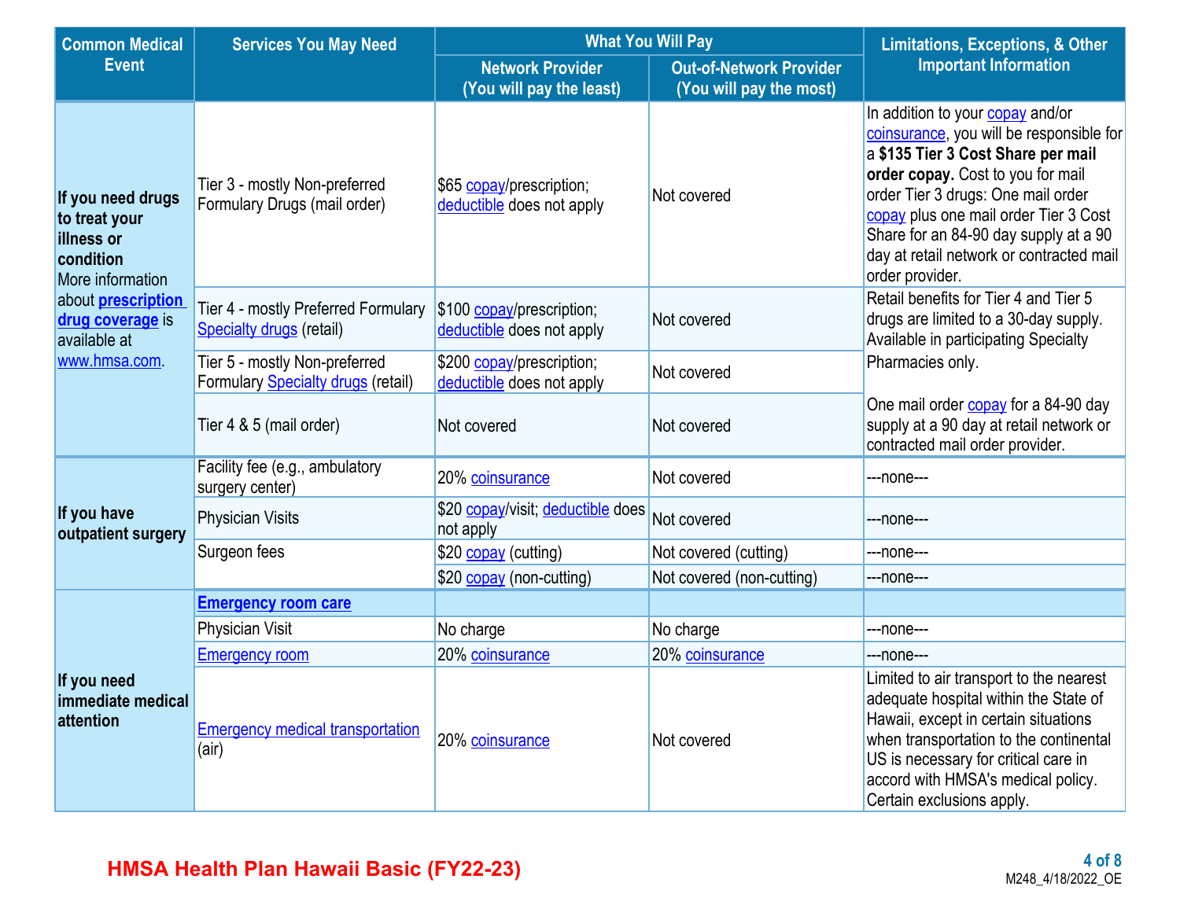| Common Medical Event | Services You May Need | What You Will Pay | | Limitations, Exceptions, & Other Important Information |
|---|---|---|---|---|
| | | Network Provider (You will pay the least) | Out-of-Network Provider (You will pay the most) | |
| **If you need drugs to treat your illness or condition** More information about **prescription drug coverage** is available at www.hmsa.com. | Tier 3 - mostly Non-preferred Formulary Drugs (mail order) | $65 copay/prescription; deductible does not apply | Not covered | In addition to your copay and/or coinsurance, you will be responsible for a **$135 Tier 3 Cost Share per mail order copay.** Cost to you for mail order Tier 3 drugs: One mail order copay plus one mail order Tier 3 Cost Share for an 84-90 day supply at a 90 day at retail network or contracted mail order provider. |
| | Tier 4 - mostly Preferred Formulary Specialty drugs (retail) | $100 copay/prescription; deductible does not apply | Not covered | Retail benefits for Tier 4 and Tier 5 drugs are limited to a 30-day supply. Available in participating Specialty Pharmacies only. |
| | Tier 5 - mostly Non-preferred Formulary Specialty drugs (retail) | $200 copay/prescription; deductible does not apply | Not covered | |
| | Tier 4 & 5 (mail order) | Not covered | Not covered | One mail order copay for a 84-90 day supply at a 90 day at retail network or contracted mail order provider. |
| **If you have outpatient surgery** | Facility fee (e.g., ambulatory surgery center) | 20% coinsurance | Not covered | ---none--- |
| | Physician Visits | $20 copay/visit; deductible does not apply | Not covered | ---none--- |
| | Surgeon fees | $20 copay (cutting) | Not covered (cutting) | ---none--- |
| | | $20 copay (non-cutting) | Not covered (non-cutting) | ---none--- |
| **If you need immediate medical attention** | **Emergency room care** | | | |
| | Physician Visit | No charge | No charge | ---none--- |
| | Emergency room | 20% coinsurance | 20% coinsurance | ---none--- |
| | Emergency medical transportation (air) | 20% coinsurance | Not covered | Limited to air transport to the nearest adequate hospital within the State of Hawaii, except in certain situations when transportation to the continental US is necessary for critical care in accord with HMSA's medical policy. Certain exclusions apply. |

HMSA Health Plan Hawaii Basic (FY22-23)

M248_4/18/2022_OE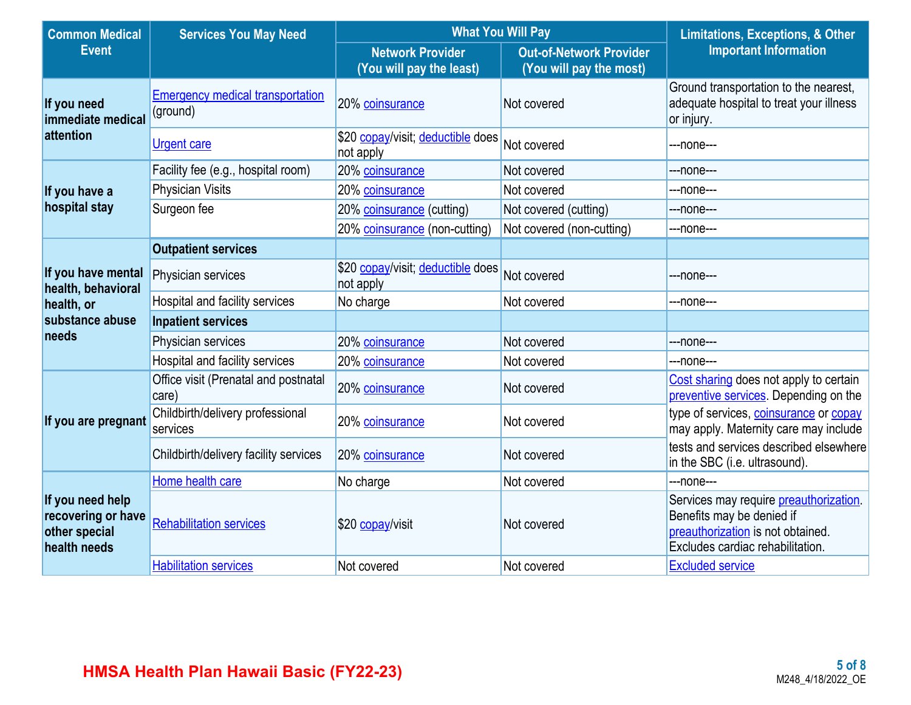| Common Medical Event | Services You May Need | What You Will Pay | | Limitations, Exceptions, & Other Important Information |
|---|---|---|---|---|
| | | Network Provider (You will pay the least) | Out-of-Network Provider (You will pay the most) | |
| If you need immediate medical attention | Emergency medical transportation (ground) | 20% coinsurance | Not covered | Ground transportation to the nearest, adequate hospital to treat your illness or injury. |
| | Urgent care | $20 copay/visit; deductible does not apply | Not covered | ---none--- |
| If you have a hospital stay | Facility fee (e.g., hospital room) | 20% coinsurance | Not covered | ---none--- |
| | Physician Visits | 20% coinsurance | Not covered | ---none--- |
| | Surgeon fee | 20% coinsurance (cutting) | Not covered (cutting) | ---none--- |
| | | 20% coinsurance (non-cutting) | Not covered (non-cutting) | ---none--- |
| If you have mental health, behavioral health, or substance abuse needs | **Outpatient services** | | | |
| | Physician services | $20 copay/visit; deductible does not apply | Not covered | ---none--- |
| | Hospital and facility services | No charge | Not covered | ---none--- |
| | **Inpatient services** | | | |
| | Physician services | 20% coinsurance | Not covered | ---none--- |
| | Hospital and facility services | 20% coinsurance | Not covered | ---none--- |
| If you are pregnant | Office visit (Prenatal and postnatal care) | 20% coinsurance | Not covered | Cost sharing does not apply to certain preventive services. Depending on the type of services, coinsurance or copay may apply. Maternity care may include tests and services described elsewhere in the SBC (i.e. ultrasound). |
| | Childbirth/delivery professional services | 20% coinsurance | Not covered | |
| | Childbirth/delivery facility services | 20% coinsurance | Not covered | |
| If you need help recovering or have other special health needs | Home health care | No charge | Not covered | ---none--- |
| | Rehabilitation services | $20 copay/visit | Not covered | Services may require preauthorization. Benefits may be denied if preauthorization is not obtained. Excludes cardiac rehabilitation. |
| | Habilitation services | Not covered | Not covered | Excluded service |

HMSA Health Plan Hawaii Basic (FY22-23)

M248_4/18/2022_OE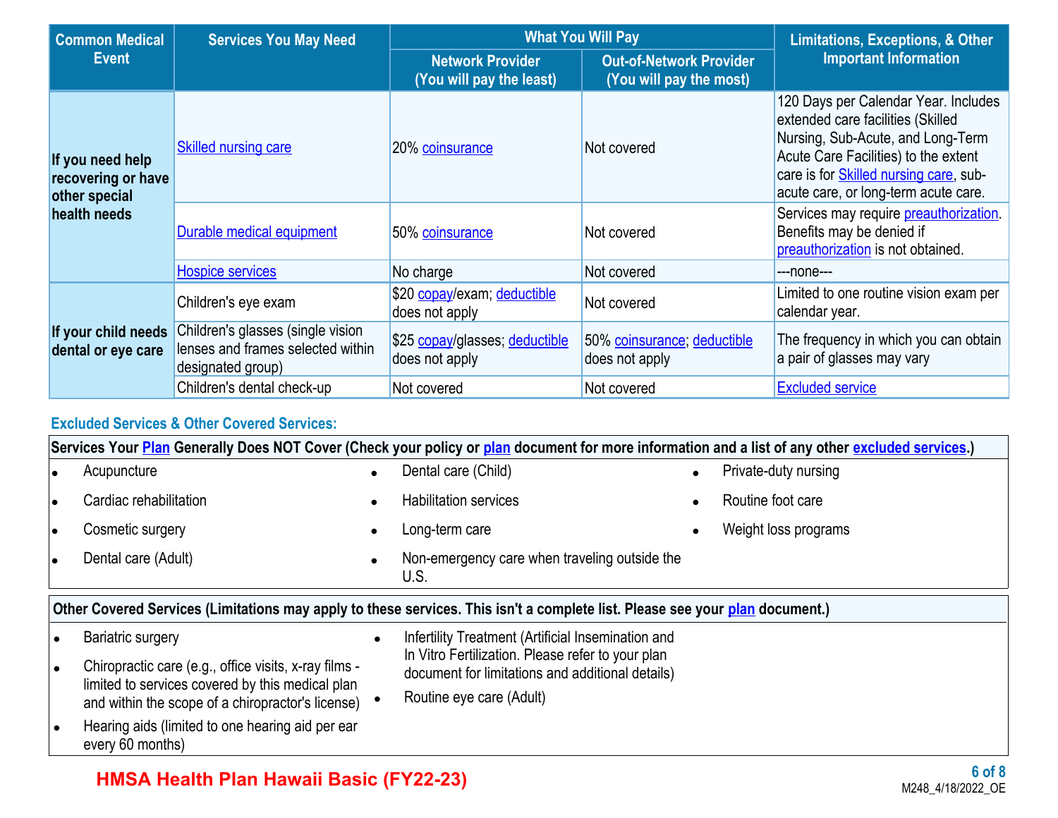| Common Medical Event | Services You May Need | What You Will Pay | | Limitations, Exceptions, & Other Important Information |
|---|---|---|---|---|
| | | Network Provider (You will pay the least) | Out-of-Network Provider (You will pay the most) | |
| If you need help recovering or have other special health needs | Skilled nursing care | 20% coinsurance | Not covered | 120 Days per Calendar Year. Includes extended care facilities (Skilled Nursing, Sub-Acute, and Long-Term Acute Care Facilities) to the extent care is for Skilled nursing care, sub-acute care, or long-term acute care. |
| | Durable medical equipment | 50% coinsurance | Not covered | Services may require preauthorization. Benefits may be denied if preauthorization is not obtained. |
| | Hospice services | No charge | Not covered | ---none--- |
| If your child needs dental or eye care | Children's eye exam | $20 copay/exam; deductible does not apply | Not covered | Limited to one routine vision exam per calendar year. |
| | Children's glasses (single vision lenses and frames selected within designated group) | $25 copay/glasses; deductible does not apply | 50% coinsurance; deductible does not apply | The frequency in which you can obtain a pair of glasses may vary |
| | Children's dental check-up | Not covered | Not covered | Excluded service |

## Excluded Services & Other Covered Services:

**Services Your Plan Generally Does NOT Cover (Check your policy or plan document for more information and a list of any other excluded services.)**

- Acupuncture
- Cardiac rehabilitation
- Cosmetic surgery
- Dental care (Adult)
- Dental care (Child)
- Habilitation services
- Long-term care
- Non-emergency care when traveling outside the U.S.
- Private-duty nursing
- Routine foot care
- Weight loss programs

**Other Covered Services (Limitations may apply to these services. This isn't a complete list. Please see your plan document.)**

- Bariatric surgery
- Chiropractic care (e.g., office visits, x-ray films - limited to services covered by this medical plan and within the scope of a chiropractor's license)
- Hearing aids (limited to one hearing aid per ear every 60 months)
- Infertility Treatment (Artificial Insemination and In Vitro Fertilization. Please refer to your plan document for limitations and additional details)
- Routine eye care (Adult)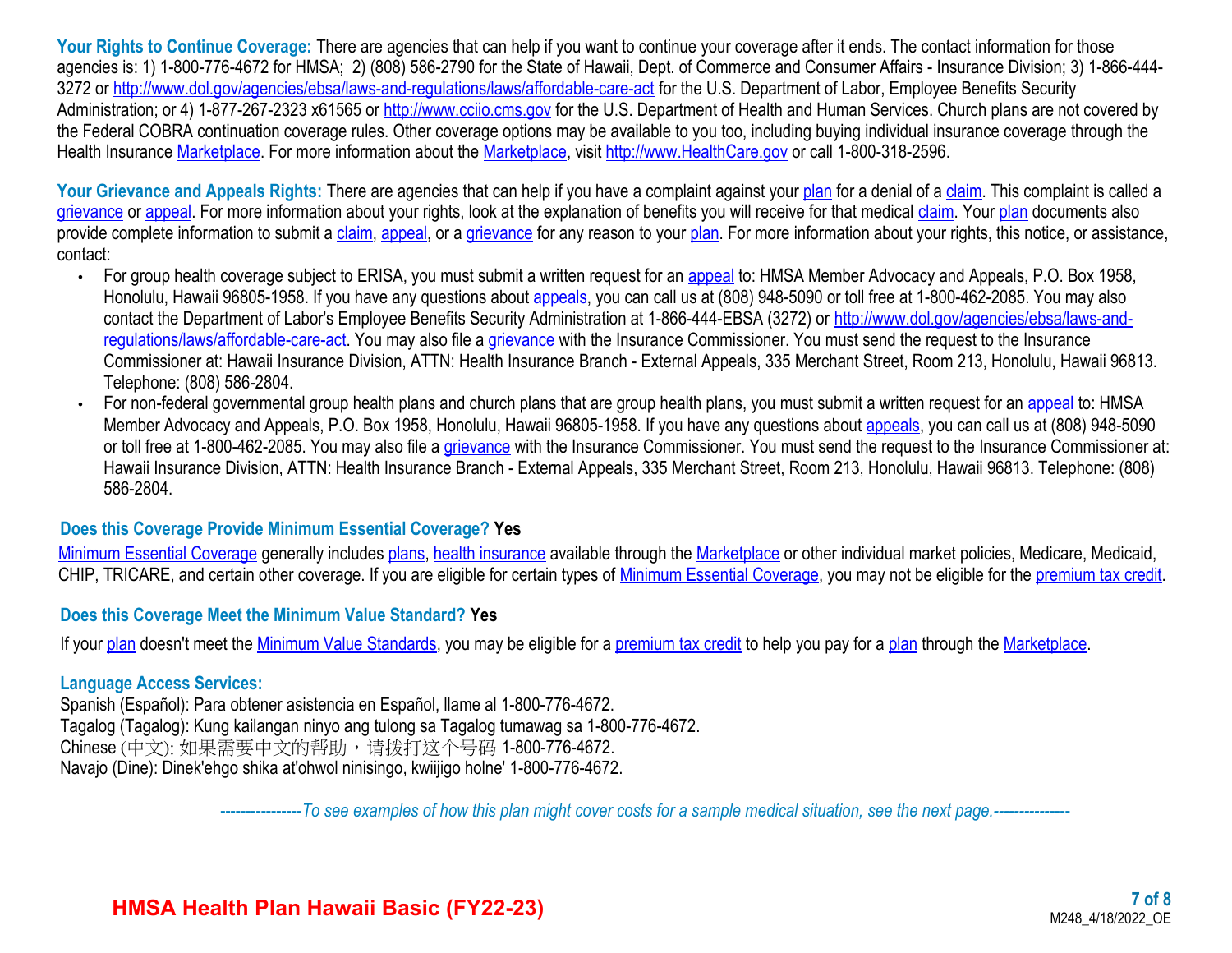**Your Rights to Continue Coverage:** There are agencies that can help if you want to continue your coverage after it ends. The contact information for those agencies is: 1) 1-800-776-4672 for HMSA; 2) (808) 586-2790 for the State of Hawaii, Dept. of Commerce and Consumer Affairs - Insurance Division; 3) 1-866-444-3272 or http://www.dol.gov/agencies/ebsa/laws-and-regulations/laws/affordable-care-act for the U.S. Department of Labor, Employee Benefits Security Administration; or 4) 1-877-267-2323 x61565 or http://www.cciio.cms.gov for the U.S. Department of Health and Human Services. Church plans are not covered by the Federal COBRA continuation coverage rules. Other coverage options may be available to you too, including buying individual insurance coverage through the Health Insurance Marketplace. For more information about the Marketplace, visit http://www.HealthCare.gov or call 1-800-318-2596.

**Your Grievance and Appeals Rights:** There are agencies that can help if you have a complaint against your plan for a denial of a claim. This complaint is called a grievance or appeal. For more information about your rights, look at the explanation of benefits you will receive for that medical claim. Your plan documents also provide complete information to submit a claim, appeal, or a grievance for any reason to your plan. For more information about your rights, this notice, or assistance, contact:

- For group health coverage subject to ERISA, you must submit a written request for an appeal to: HMSA Member Advocacy and Appeals, P.O. Box 1958, Honolulu, Hawaii 96805-1958. If you have any questions about appeals, you can call us at (808) 948-5090 or toll free at 1-800-462-2085. You may also contact the Department of Labor's Employee Benefits Security Administration at 1-866-444-EBSA (3272) or http://www.dol.gov/agencies/ebsa/laws-and-regulations/laws/affordable-care-act. You may also file a grievance with the Insurance Commissioner. You must send the request to the Insurance Commissioner at: Hawaii Insurance Division, ATTN: Health Insurance Branch - External Appeals, 335 Merchant Street, Room 213, Honolulu, Hawaii 96813. Telephone: (808) 586-2804.
- For non-federal governmental group health plans and church plans that are group health plans, you must submit a written request for an appeal to: HMSA Member Advocacy and Appeals, P.O. Box 1958, Honolulu, Hawaii 96805-1958. If you have any questions about appeals, you can call us at (808) 948-5090 or toll free at 1-800-462-2085. You may also file a grievance with the Insurance Commissioner. You must send the request to the Insurance Commissioner at: Hawaii Insurance Division, ATTN: Health Insurance Branch - External Appeals, 335 Merchant Street, Room 213, Honolulu, Hawaii 96813. Telephone: (808) 586-2804.

## Does this Coverage Provide Minimum Essential Coverage? Yes

Minimum Essential Coverage generally includes plans, health insurance available through the Marketplace or other individual market policies, Medicare, Medicaid, CHIP, TRICARE, and certain other coverage. If you are eligible for certain types of Minimum Essential Coverage, you may not be eligible for the premium tax credit.

## Does this Coverage Meet the Minimum Value Standard? Yes

If your plan doesn't meet the Minimum Value Standards, you may be eligible for a premium tax credit to help you pay for a plan through the Marketplace.

## Language Access Services:

Spanish (Español): Para obtener asistencia en Español, llame al 1-800-776-4672.
Tagalog (Tagalog): Kung kailangan ninyo ang tulong sa Tagalog tumawag sa 1-800-776-4672.
Chinese (中文): 如果需要中文的帮助，请拨打这个号码 1-800-776-4672.
Navajo (Dine): Dinek'ehgo shika at'ohwol ninisingo, kwiijigo holne' 1-800-776-4672.

*----------------To see examples of how this plan might cover costs for a sample medical situation, see the next page.---------------*

**HMSA Health Plan Hawaii Basic (FY22-23)**

M248_4/18/2022_OE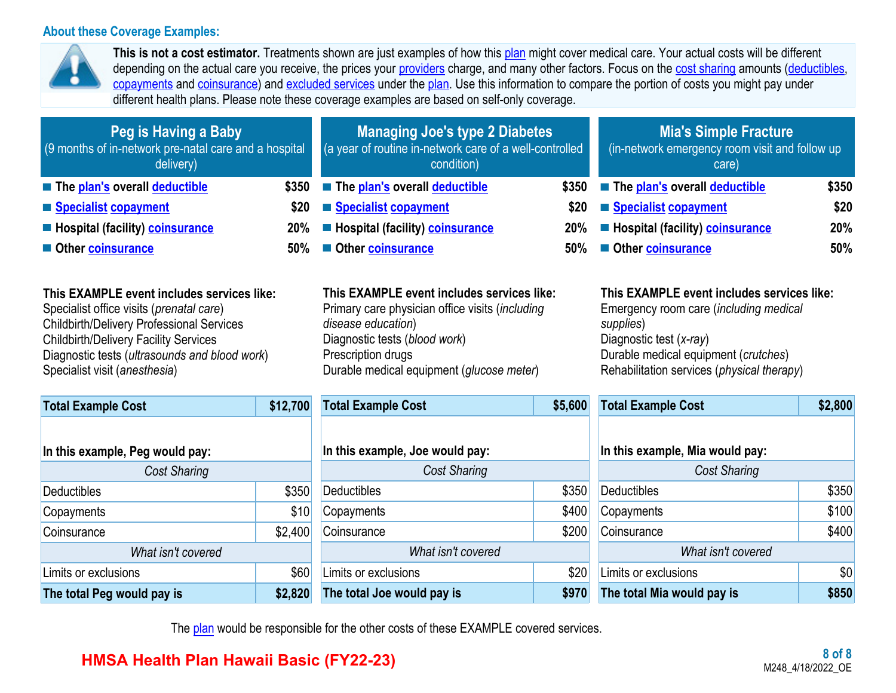### About these Coverage Examples:

**This is not a cost estimator.** Treatments shown are just examples of how this plan might cover medical care. Your actual costs will be different depending on the actual care you receive, the prices your providers charge, and many other factors. Focus on the cost sharing amounts (deductibles, copayments and coinsurance) and excluded services under the plan. Use this information to compare the portion of costs you might pay under different health plans. Please note these coverage examples are based on self-only coverage.

## Peg is Having a Baby

(9 months of in-network pre-natal care and a hospital delivery)

- **The plan's overall deductible** — **$350**
- **Specialist copayment** — **$20**
- **Hospital (facility) coinsurance** — **20%**
- **Other coinsurance** — **50%**

**This EXAMPLE event includes services like:**
Specialist office visits (*prenatal care*)
Childbirth/Delivery Professional Services
Childbirth/Delivery Facility Services
Diagnostic tests (*ultrasounds and blood work*)
Specialist visit (*anesthesia*)

| **Total Example Cost** | **$12,700** |
|---|---|
| **In this example, Peg would pay:** | |
| *Cost Sharing* | |
| Deductibles | $350 |
| Copayments | $10 |
| Coinsurance | $2,400 |
| *What isn't covered* | |
| Limits or exclusions | $60 |
| **The total Peg would pay is** | **$2,820** |

## Managing Joe's type 2 Diabetes

(a year of routine in-network care of a well-controlled condition)

- **The plan's overall deductible** — **$350**
- **Specialist copayment** — **$20**
- **Hospital (facility) coinsurance** — **20%**
- **Other coinsurance** — **50%**

**This EXAMPLE event includes services like:**
Primary care physician office visits (*including disease education*)
Diagnostic tests (*blood work*)
Prescription drugs
Durable medical equipment (*glucose meter*)

| **Total Example Cost** | **$5,600** |
|---|---|
| **In this example, Joe would pay:** | |
| *Cost Sharing* | |
| Deductibles | $350 |
| Copayments | $400 |
| Coinsurance | $200 |
| *What isn't covered* | |
| Limits or exclusions | $20 |
| **The total Joe would pay is** | **$970** |

## Mia's Simple Fracture

(in-network emergency room visit and follow up care)

- **The plan's overall deductible** — **$350**
- **Specialist copayment** — **$20**
- **Hospital (facility) coinsurance** — **20%**
- **Other coinsurance** — **50%**

**This EXAMPLE event includes services like:**
Emergency room care (*including medical supplies*)
Diagnostic test (*x-ray*)
Durable medical equipment (*crutches*)
Rehabilitation services (*physical therapy*)

| **Total Example Cost** | **$2,800** |
|---|---|
| **In this example, Mia would pay:** | |
| *Cost Sharing* | |
| Deductibles | $350 |
| Copayments | $100 |
| Coinsurance | $400 |
| *What isn't covered* | |
| Limits or exclusions | $0 |
| **The total Mia would pay is** | **$850** |

The plan would be responsible for the other costs of these EXAMPLE covered services.

**HMSA Health Plan Hawaii Basic (FY22-23)**

M248_4/18/2022_OE